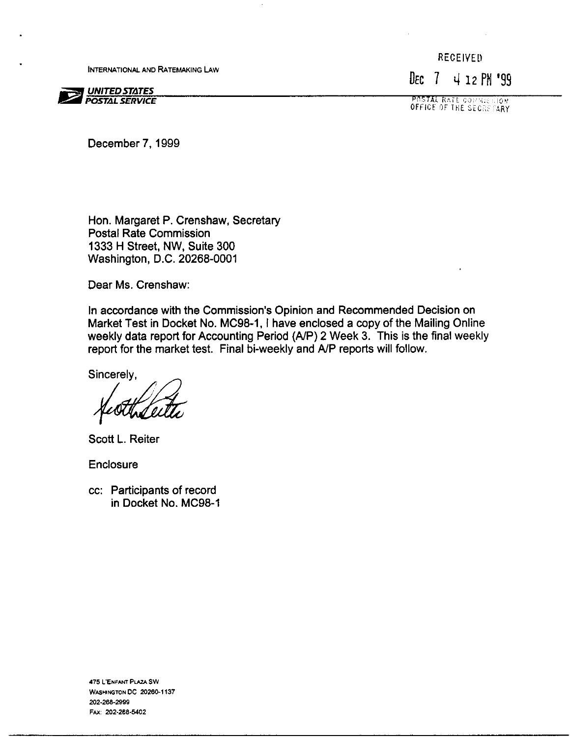INTERNATIONAL AND RATEMAKING LAW

**UNITED STATES POSTAL SERVICE**

RECEIVED

DEC 7 4 12 PM '99

POSTAL RATE COMMISSION
OFFICE OF THE SECRETARY

December 7, 1999

Hon. Margaret P. Crenshaw, Secretary
Postal Rate Commission
1333 H Street, NW, Suite 300
Washington, D.C. 20268-0001

Dear Ms. Crenshaw:

In accordance with the Commission's Opinion and Recommended Decision on Market Test in Docket No. MC98-1, I have enclosed a copy of the Mailing Online weekly data report for Accounting Period (A/P) 2 Week 3. This is the final weekly report for the market test. Final bi-weekly and A/P reports will follow.

Sincerely,

Scott L. Reiter

Enclosure

cc: Participants of record
in Docket No. MC98-1

475 L'ENFANT PLAZA SW
WASHINGTON DC 20260-1137
202-268-2999
FAX: 202-268-5402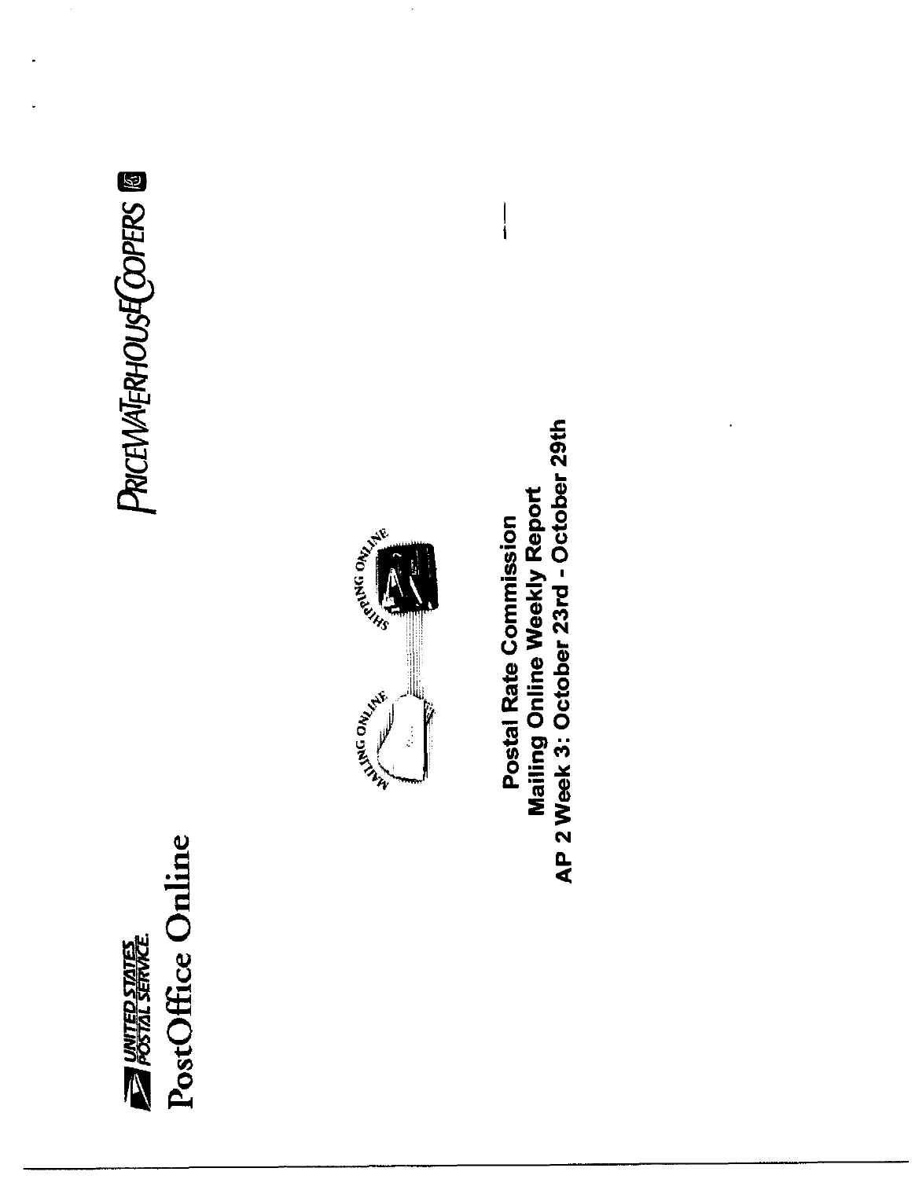UNITED STATES POSTAL SERVICE

PostOffice Online

PRICEWATERHOUSECOOPERS

MAILING ONLINE

SHIPPING ONLINE

**Postal Rate Commission**

**Mailing Online Weekly Report**

**AP 2 Week 3: October 23rd - October 29th**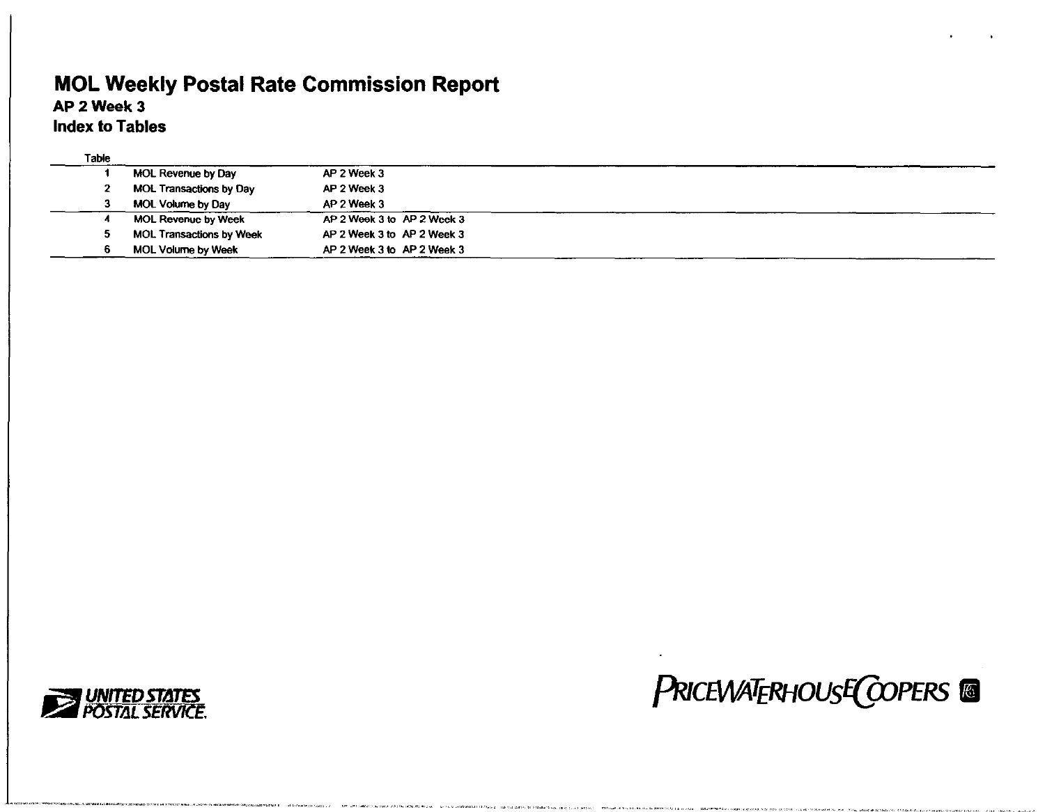# MOL Weekly Postal Rate Commission Report

## AP 2 Week 3

## Index to Tables

| Table | | |
|---|---|---|
| 1 | MOL Revenue by Day | AP 2 Week 3 |
| 2 | MOL Transactions by Day | AP 2 Week 3 |
| 3 | MOL Volume by Day | AP 2 Week 3 |
| 4 | MOL Revenue by Week | AP 2 Week 3 to AP 2 Week 3 |
| 5 | MOL Transactions by Week | AP 2 Week 3 to AP 2 Week 3 |
| 6 | MOL Volume by Week | AP 2 Week 3 to AP 2 Week 3 |

UNITED STATES POSTAL SERVICE

PRICEWATERHOUSECOOPERS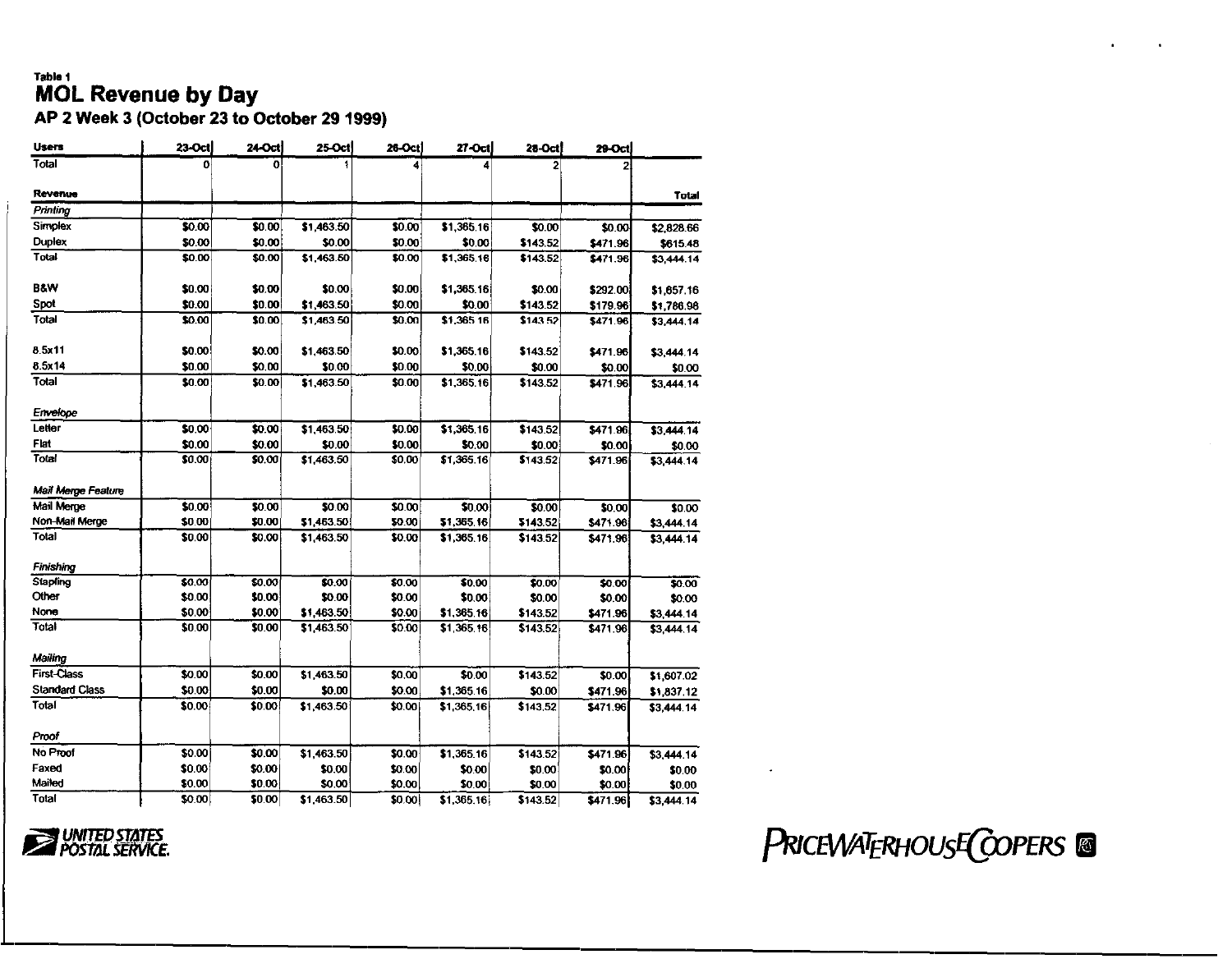Table 1

# MOL Revenue by Day

## AP 2 Week 3 (October 23 to October 29 1999)

| Users | 23-Oct | 24-Oct | 25-Oct | 26-Oct | 27-Oct | 28-Oct | 29-Oct | |
|---|---|---|---|---|---|---|---|---|
| Total | 0 | 0 | 1 | 4 | 4 | 2 | 2 | |
| **Revenue** | | | | | | | | **Total** |
| *Printing* | | | | | | | | |
| Simplex | $0.00 | $0.00 | $1,463.50 | $0.00 | $1,365.16 | $0.00 | $0.00 | $2,828.66 |
| Duplex | $0.00 | $0.00 | $0.00 | $0.00 | $0.00 | $143.52 | $471.96 | $615.48 |
| Total | $0.00 | $0.00 | $1,463.50 | $0.00 | $1,365.16 | $143.52 | $471.96 | $3,444.14 |
| B&W | $0.00 | $0.00 | $0.00 | $0.00 | $1,365.16 | $0.00 | $292.00 | $1,657.16 |
| Spot | $0.00 | $0.00 | $1,463.50 | $0.00 | $0.00 | $143.52 | $179.96 | $1,786.98 |
| Total | $0.00 | $0.00 | $1,463.50 | $0.00 | $1,365.16 | $143.52 | $471.96 | $3,444.14 |
| 8.5x11 | $0.00 | $0.00 | $1,463.50 | $0.00 | $1,365.16 | $143.52 | $471.96 | $3,444.14 |
| 8.5x14 | $0.00 | $0.00 | $0.00 | $0.00 | $0.00 | $0.00 | $0.00 | $0.00 |
| Total | $0.00 | $0.00 | $1,463.50 | $0.00 | $1,365.16 | $143.52 | $471.96 | $3,444.14 |
| *Envelope* | | | | | | | | |
| Letter | $0.00 | $0.00 | $1,463.50 | $0.00 | $1,365.16 | $143.52 | $471.96 | $3,444.14 |
| Flat | $0.00 | $0.00 | $0.00 | $0.00 | $0.00 | $0.00 | $0.00 | $0.00 |
| Total | $0.00 | $0.00 | $1,463.50 | $0.00 | $1,365.16 | $143.52 | $471.96 | $3,444.14 |
| *Mail Merge Feature* | | | | | | | | |
| Mail Merge | $0.00 | $0.00 | $0.00 | $0.00 | $0.00 | $0.00 | $0.00 | $0.00 |
| Non-Mail Merge | $0.00 | $0.00 | $1,463.50 | $0.00 | $1,365.16 | $143.52 | $471.96 | $3,444.14 |
| Total | $0.00 | $0.00 | $1,463.50 | $0.00 | $1,365.16 | $143.52 | $471.96 | $3,444.14 |
| *Finishing* | | | | | | | | |
| Stapling | $0.00 | $0.00 | $0.00 | $0.00 | $0.00 | $0.00 | $0.00 | $0.00 |
| Other | $0.00 | $0.00 | $0.00 | $0.00 | $0.00 | $0.00 | $0.00 | $0.00 |
| None | $0.00 | $0.00 | $1,463.50 | $0.00 | $1,365.16 | $143.52 | $471.96 | $3,444.14 |
| Total | $0.00 | $0.00 | $1,463.50 | $0.00 | $1,365.16 | $143.52 | $471.96 | $3,444.14 |
| *Mailing* | | | | | | | | |
| First-Class | $0.00 | $0.00 | $1,463.50 | $0.00 | $0.00 | $143.52 | $0.00 | $1,607.02 |
| Standard Class | $0.00 | $0.00 | $0.00 | $0.00 | $1,365.16 | $0.00 | $471.96 | $1,837.12 |
| Total | $0.00 | $0.00 | $1,463.50 | $0.00 | $1,365.16 | $143.52 | $471.96 | $3,444.14 |
| *Proof* | | | | | | | | |
| No Proof | $0.00 | $0.00 | $1,463.50 | $0.00 | $1,365.16 | $143.52 | $471.96 | $3,444.14 |
| Faxed | $0.00 | $0.00 | $0.00 | $0.00 | $0.00 | $0.00 | $0.00 | $0.00 |
| Mailed | $0.00 | $0.00 | $0.00 | $0.00 | $0.00 | $0.00 | $0.00 | $0.00 |
| Total | $0.00 | $0.00 | $1,463.50 | $0.00 | $1,365.16 | $143.52 | $471.96 | $3,444.14 |

UNITED STATES POSTAL SERVICE

PRICEWATERHOUSECOOPERS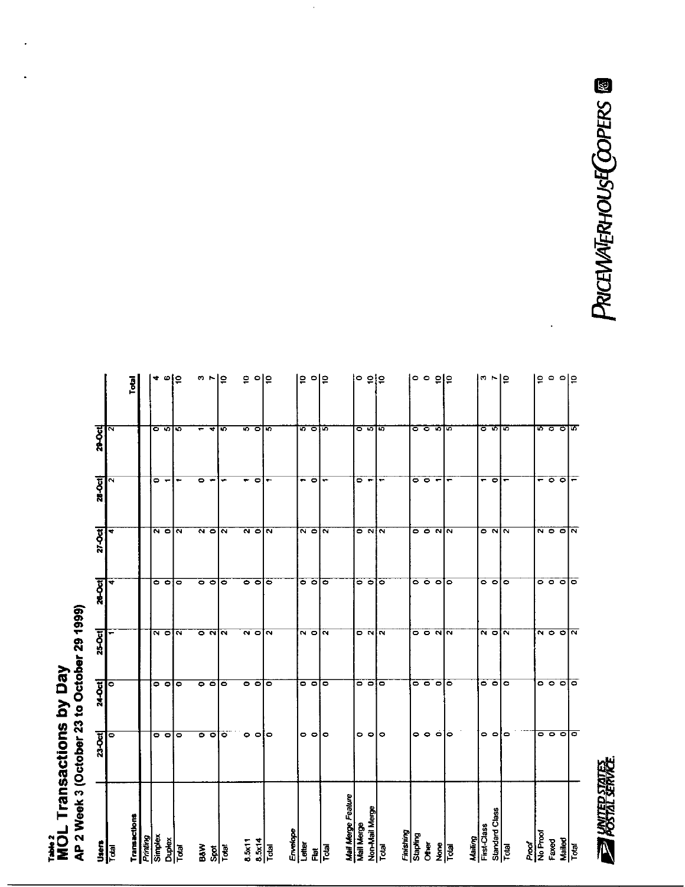Table 2

# MOL Transactions by Day

## AP 2 Week 3 (October 23 to October 29 1999)

| Users | 23-Oct | 24-Oct | 25-Oct | 26-Oct | 27-Oct | 28-Oct | 29-Oct | |
|---|---|---|---|---|---|---|---|---|
| Total | 0 | 0 | 1 | 4 | 4 | 2 | 2 | |
| **Transactions** | | | | | | | | Total |
| *Printing* | | | | | | | | |
| Simplex | 0 | 0 | 2 | 0 | 2 | 0 | 0 | 4 |
| Duplex | 0 | 0 | 0 | 0 | 0 | 1 | 5 | 6 |
| Total | 0 | 0 | 2 | 0 | 2 | 1 | 5 | 10 |
| B&W | 0 | 0 | 0 | 0 | 2 | 0 | 1 | 3 |
| Spot | 0 | 0 | 2 | 0 | 0 | 1 | 4 | 7 |
| Total | 0 | 0 | 2 | 0 | 2 | 1 | 5 | 10 |
| 8.5x11 | 0 | 0 | 2 | 0 | 2 | 1 | 5 | 10 |
| 8.5x14 | 0 | 0 | 0 | 0 | 0 | 0 | 0 | 0 |
| Total | 0 | 0 | 2 | 0 | 2 | 1 | 5 | 10 |
| *Envelope* | | | | | | | | |
| Letter | 0 | 0 | 2 | 0 | 2 | 1 | 5 | 10 |
| Flat | 0 | 0 | 0 | 0 | 0 | 0 | 0 | 0 |
| Total | 0 | 0 | 2 | 0 | 2 | 1 | 5 | 10 |
| *Mail Merge Feature* | | | | | | | | |
| Mail Merge | 0 | 0 | 0 | 0 | 0 | 0 | 0 | 0 |
| Non-Mail Merge | 0 | 0 | 2 | 0 | 2 | 1 | 5 | 10 |
| Total | 0 | 0 | 2 | 0 | 2 | 1 | 5 | 10 |
| *Finishing* | | | | | | | | |
| Stapling | 0 | 0 | 0 | 0 | 0 | 0 | 0 | 0 |
| Other | 0 | 0 | 0 | 0 | 0 | 0 | 0 | 0 |
| None | 0 | 0 | 2 | 0 | 2 | 1 | 5 | 10 |
| Total | 0 | 0 | 2 | 0 | 2 | 1 | 5 | 10 |
| *Mailing* | | | | | | | | |
| First-Class | 0 | 0 | 2 | 0 | 0 | 1 | 0 | 3 |
| Standard Class | 0 | 0 | 0 | 0 | 2 | 0 | 5 | 7 |
| Total | 0 | 0 | 2 | 0 | 2 | 1 | 5 | 10 |
| *Proof* | | | | | | | | |
| No Proof | 0 | 0 | 2 | 0 | 2 | 1 | 5 | 10 |
| Faxed | 0 | 0 | 0 | 0 | 0 | 0 | 0 | 0 |
| Mailed | 0 | 0 | 0 | 0 | 0 | 0 | 0 | 0 |
| Total | 0 | 0 | 2 | 0 | 2 | 1 | 5 | 10 |

UNITED STATES POSTAL SERVICE

PRICEWATERHOUSECOOPERS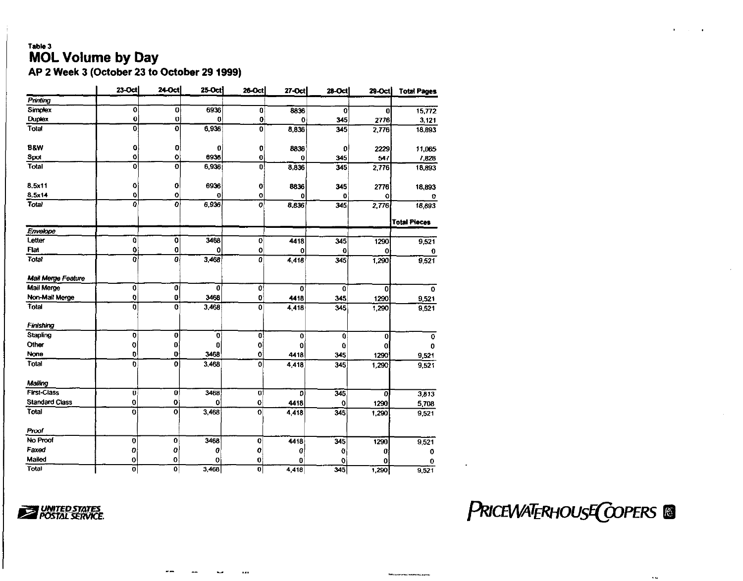Table 3

# MOL Volume by Day

## AP 2 Week 3 (October 23 to October 29 1999)

| | 23-Oct | 24-Oct | 25-Oct | 26-Oct | 27-Oct | 28-Oct | 29-Oct | Total Pages |
|---|---|---|---|---|---|---|---|---|
| *Printing* | | | | | | | | |
| Simplex | 0 | 0 | 6936 | 0 | 8836 | 0 | 0 | 15,772 |
| Duplex | 0 | 0 | 0 | 0 | 0 | 345 | 2776 | 3,121 |
| Total | 0 | 0 | 6,936 | 0 | 8,836 | 345 | 2,776 | 18,893 |
| | | | | | | | | |
| B&W | 0 | 0 | 0 | 0 | 8836 | 0 | 2229 | 11,065 |
| Spot | 0 | 0 | 6936 | 0 | 0 | 345 | 547 | 7,828 |
| Total | 0 | 0 | 6,936 | 0 | 8,836 | 345 | 2,776 | 18,893 |
| | | | | | | | | |
| 8.5x11 | 0 | 0 | 6936 | 0 | 8836 | 345 | 2776 | 18,893 |
| 8.5x14 | 0 | 0 | 0 | 0 | 0 | 0 | 0 | 0 |
| *Total* | 0 | 0 | 6,936 | 0 | 8,836 | 345 | 2,776 | 18,893 |
| | | | | | | | | **Total Pieces** |
| *Envelope* | | | | | | | | |
| Letter | 0 | 0 | 3468 | 0 | 4418 | 345 | 1290 | 9,521 |
| Flat | 0 | 0 | 0 | 0 | 0 | 0 | 0 | 0 |
| *Total* | 0 | 0 | 3,468 | 0 | 4,418 | 345 | 1,290 | 9,521 |
| | | | | | | | | |
| *Mail Merge Feature* | | | | | | | | |
| Mail Merge | 0 | 0 | 0 | 0 | 0 | 0 | 0 | 0 |
| Non-Mail Merge | 0 | 0 | 3468 | 0 | 4418 | 345 | 1290 | 9,521 |
| Total | 0 | 0 | 3,468 | 0 | 4,418 | 345 | 1,290 | 9,521 |
| | | | | | | | | |
| *Finishing* | | | | | | | | |
| Stapling | 0 | 0 | 0 | 0 | 0 | 0 | 0 | 0 |
| Other | 0 | 0 | 0 | 0 | 0 | 0 | 0 | 0 |
| None | 0 | 0 | 3468 | 0 | 4418 | 345 | 1290 | 9,521 |
| Total | 0 | 0 | 3,468 | 0 | 4,418 | 345 | 1,290 | 9,521 |
| | | | | | | | | |
| *Mailing* | | | | | | | | |
| First-Class | 0 | 0 | 3468 | 0 | 0 | 345 | 0 | 3,813 |
| Standard Class | 0 | 0 | 0 | 0 | 4418 | 0 | 1290 | 5,708 |
| Total | 0 | 0 | 3,468 | 0 | 4,418 | 345 | 1,290 | 9,521 |
| | | | | | | | | |
| *Proof* | | | | | | | | |
| No Proof | 0 | 0 | 3468 | 0 | 4418 | 345 | 1290 | 9,521 |
| Faxed | 0 | 0 | 0 | 0 | 0 | 0 | 0 | 0 |
| Mailed | 0 | 0 | 0 | 0 | 0 | 0 | 0 | 0 |
| Total | 0 | 0 | 3,468 | 0 | 4,418 | 345 | 1,290 | 9,521 |

UNITED STATES POSTAL SERVICE

PRICEWATERHOUSECOOPERS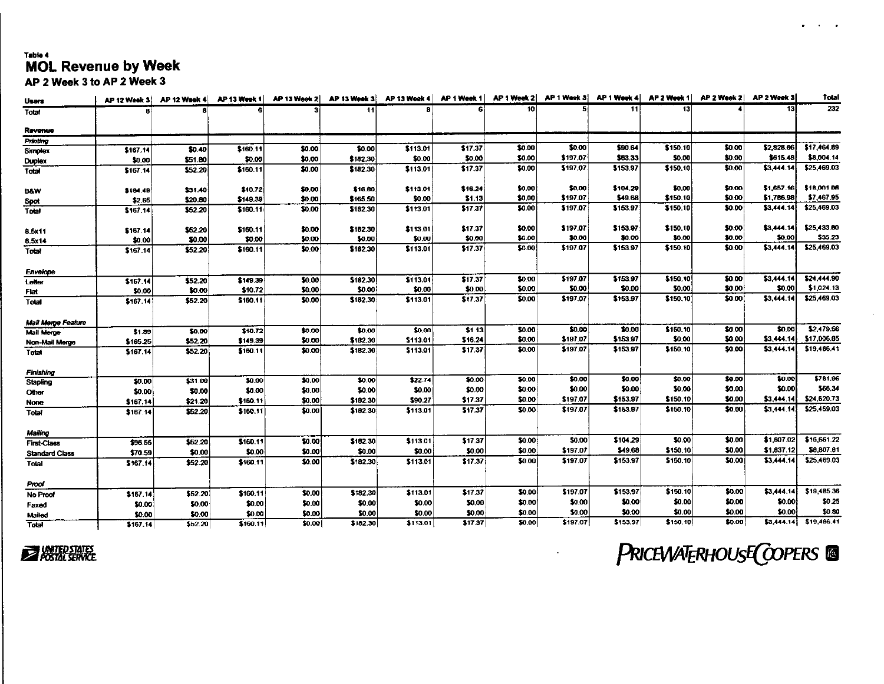Table 4

# MOL Revenue by Week

## AP 2 Week 3 to AP 2 Week 3

| Users | AP 12 Week 3 | AP 12 Week 4 | AP 13 Week 1 | AP 13 Week 2 | AP 13 Week 3 | AP 13 Week 4 | AP 1 Week 1 | AP 1 Week 2 | AP 1 Week 3 | AP 1 Week 4 | AP 2 Week 1 | AP 2 Week 2 | AP 2 Week 3 | Total |
|---|---|---|---|---|---|---|---|---|---|---|---|---|---|---|
| Total | 8 | 8 | 6 | 3 | 11 | 8 | 6 | 10 | 5 | 11 | 13 | 4 | 13 | 232 |
| **Revenue** | | | | | | | | | | | | | | |
| *Printing* | | | | | | | | | | | | | | |
| Simplex | $167.14 | $0.40 | $160.11 | $0.00 | $0.00 | $113.01 | $17.37 | $0.00 | $0.00 | $90.64 | $150.10 | $0.00 | $2,828.66 | $17,464.89 |
| Duplex | $0.00 | $51.80 | $0.00 | $0.00 | $182.30 | $0.00 | $0.00 | $0.00 | $197.07 | $63.33 | $0.00 | $0.00 | $615.48 | $8,004.14 |
| Total | $167.14 | $52.20 | $160.11 | $0.00 | $182.30 | $113.01 | $17.37 | $0.00 | $197.07 | $153.97 | $150.10 | $0.00 | $3,444.14 | $25,469.03 |
| B&W | $164.49 | $31.40 | $10.72 | $0.00 | $16.80 | $113.01 | $16.24 | $0.00 | $0.00 | $104.29 | $0.00 | $0.00 | $1,657.16 | $18,001.08 |
| Spot | $2.65 | $20.80 | $149.39 | $0.00 | $165.50 | $0.00 | $1.13 | $0.00 | $197.07 | $49.68 | $150.10 | $0.00 | $1,786.98 | $7,467.95 |
| Total | $167.14 | $52.20 | $160.11 | $0.00 | $182.30 | $113.01 | $17.37 | $0.00 | $197.07 | $153.97 | $150.10 | $0.00 | $3,444.14 | $25,469.03 |
| 8.5x11 | $167.14 | $52.20 | $160.11 | $0.00 | $182.30 | $113.01 | $17.37 | $0.00 | $197.07 | $153.97 | $150.10 | $0.00 | $3,444.14 | $25,433.80 |
| 8.5x14 | $0.00 | $0.00 | $0.00 | $0.00 | $0.00 | $0.00 | $0.00 | $0.00 | $0.00 | $0.00 | $0.00 | $0.00 | $0.00 | $35.23 |
| Total | $167.14 | $52.20 | $160.11 | $0.00 | $182.30 | $113.01 | $17.37 | $0.00 | $197.07 | $153.97 | $150.10 | $0.00 | $3,444.14 | $25,469.03 |
| *Envelope* | | | | | | | | | | | | | | |
| Letter | $167.14 | $52.20 | $149.39 | $0.00 | $182.30 | $113.01 | $17.37 | $0.00 | $197.07 | $153.97 | $150.10 | $0.00 | $3,444.14 | $24,444.90 |
| Flat | $0.00 | $0.00 | $10.72 | $0.00 | $0.00 | $0.00 | $0.00 | $0.00 | $0.00 | $0.00 | $0.00 | $0.00 | $0.00 | $1,024.13 |
| Total | $167.14 | $52.20 | $160.11 | $0.00 | $182.30 | $113.01 | $17.37 | $0.00 | $197.07 | $153.97 | $150.10 | $0.00 | $3,444.14 | $25,469.03 |
| *Mail Merge Feature* | | | | | | | | | | | | | | |
| Mail Merge | $1.89 | $0.00 | $10.72 | $0.00 | $0.00 | $0.00 | $1.13 | $0.00 | $0.00 | $0.00 | $150.10 | $0.00 | $0.00 | $2,479.56 |
| Non-Mail Merge | $165.25 | $52.20 | $149.39 | $0.00 | $182.30 | $113.01 | $16.24 | $0.00 | $197.07 | $153.97 | $0.00 | $0.00 | $3,444.14 | $17,006.85 |
| Total | $167.14 | $52.20 | $160.11 | $0.00 | $182.30 | $113.01 | $17.37 | $0.00 | $197.07 | $153.97 | $150.10 | $0.00 | $3,444.14 | $19,486.41 |
| *Finishing* | | | | | | | | | | | | | | |
| Stapling | $0.00 | $31.00 | $0.00 | $0.00 | $0.00 | $22.74 | $0.00 | $0.00 | $0.00 | $0.00 | $0.00 | $0.00 | $0.00 | $781.96 |
| Other | $0.00 | $0.00 | $0.00 | $0.00 | $0.00 | $0.00 | $0.00 | $0.00 | $0.00 | $0.00 | $0.00 | $0.00 | $0.00 | $66.34 |
| None | $167.14 | $21.20 | $160.11 | $0.00 | $182.30 | $90.27 | $17.37 | $0.00 | $197.07 | $153.97 | $150.10 | $0.00 | $3,444.14 | $24,620.73 |
| Total | $167.14 | $52.20 | $160.11 | $0.00 | $182.30 | $113.01 | $17.37 | $0.00 | $197.07 | $153.97 | $150.10 | $0.00 | $3,444.14 | $25,469.03 |
| *Mailing* | | | | | | | | | | | | | | |
| First-Class | $96.55 | $52.20 | $160.11 | $0.00 | $182.30 | $113.01 | $17.37 | $0.00 | $0.00 | $104.29 | $0.00 | $0.00 | $1,607.02 | $16,661.22 |
| Standard Class | $70.59 | $0.00 | $0.00 | $0.00 | $0.00 | $0.00 | $0.00 | $0.00 | $197.07 | $49.68 | $150.10 | $0.00 | $1,837.12 | $8,807.81 |
| Total | $167.14 | $52.20 | $160.11 | $0.00 | $182.30 | $113.01 | $17.37 | $0.00 | $197.07 | $153.97 | $150.10 | $0.00 | $3,444.14 | $25,469.03 |
| *Proof* | | | | | | | | | | | | | | |
| No Proof | $167.14 | $52.20 | $160.11 | $0.00 | $182.30 | $113.01 | $17.37 | $0.00 | $197.07 | $153.97 | $150.10 | $0.00 | $3,444.14 | $19,485.36 |
| Faxed | $0.00 | $0.00 | $0.00 | $0.00 | $0.00 | $0.00 | $0.00 | $0.00 | $0.00 | $0.00 | $0.00 | $0.00 | $0.00 | $0.25 |
| Mailed | $0.00 | $0.00 | $0.00 | $0.00 | $0.00 | $0.00 | $0.00 | $0.00 | $0.00 | $0.00 | $0.00 | $0.00 | $0.00 | $0.80 |
| Total | $167.14 | $52.20 | $160.11 | $0.00 | $182.30 | $113.01 | $17.37 | $0.00 | $197.07 | $153.97 | $150.10 | $0.00 | $3,444.14 | $19,486.41 |

UNITED STATES POSTAL SERVICE

PRICEWATERHOUSECOOPERS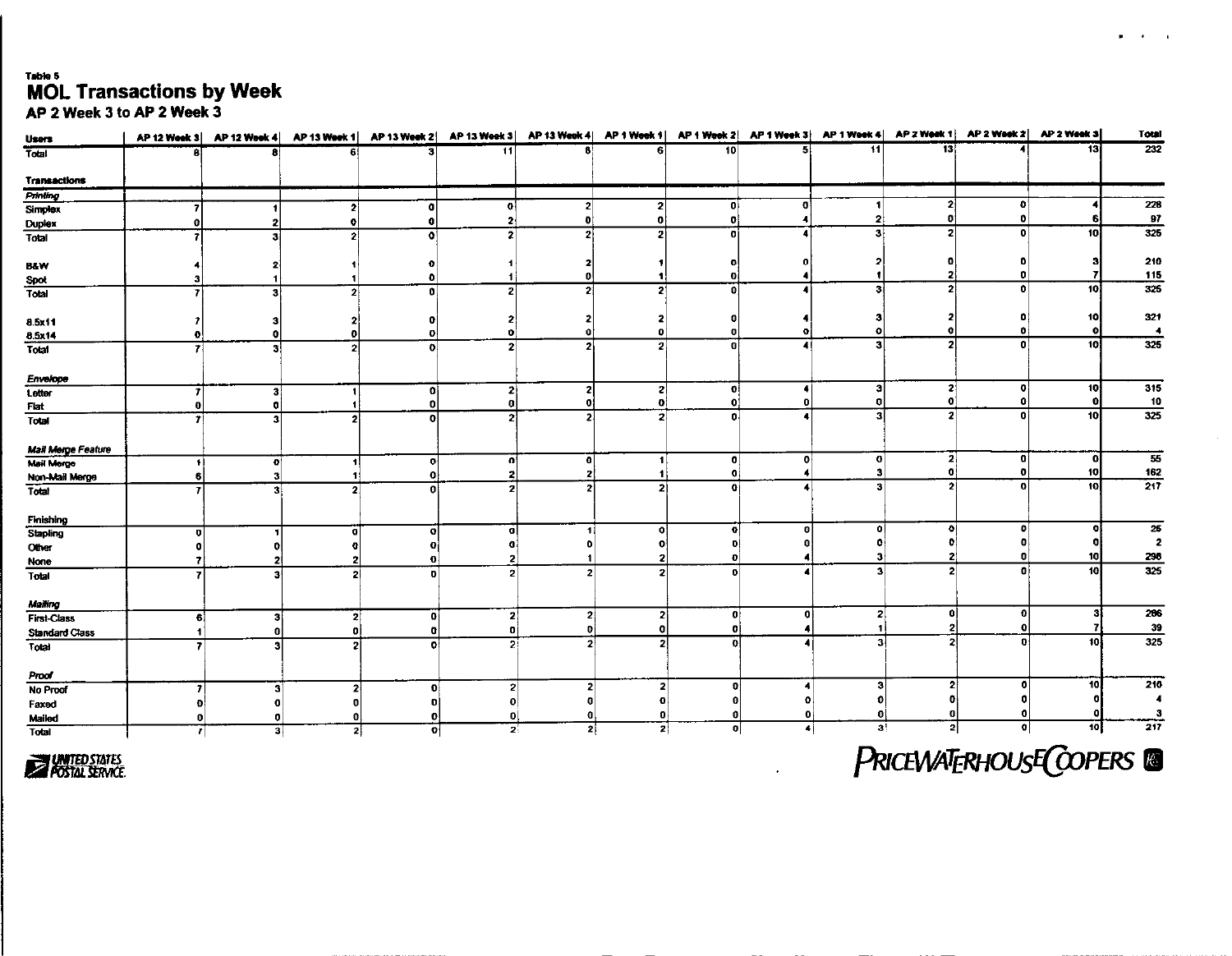Table 5

# MOL Transactions by Week

## AP 2 Week 3 to AP 2 Week 3

| Users | AP 12 Week 3 | AP 12 Week 4 | AP 13 Week 1 | AP 13 Week 2 | AP 13 Week 3 | AP 13 Week 4 | AP 1 Week 1 | AP 1 Week 2 | AP 1 Week 3 | AP 1 Week 4 | AP 2 Week 1 | AP 2 Week 2 | AP 2 Week 3 | Total |
|---|---|---|---|---|---|---|---|---|---|---|---|---|---|---|
| Total | 8 | 8 | 6 | 3 | 11 | 8 | 6 | 10 | 5 | 11 | 13 | 4 | 13 | 232 |
| **Transactions** | | | | | | | | | | | | | | |
| *Printing* | | | | | | | | | | | | | | |
| Simplex | 7 | 1 | 2 | 0 | 0 | 2 | 2 | 0 | 0 | 1 | 2 | 0 | 4 | 228 |
| Duplex | 0 | 2 | 0 | 0 | 2 | 0 | 0 | 0 | 4 | 2 | 0 | 0 | 6 | 97 |
| Total | 7 | 3 | 2 | 0 | 2 | 2 | 2 | 0 | 4 | 3 | 2 | 0 | 10 | 325 |
| B&W | 4 | 2 | 1 | 0 | 1 | 2 | 1 | 0 | 0 | 2 | 0 | 0 | 3 | 210 |
| Spot | 3 | 1 | 1 | 0 | 1 | 0 | 1 | 0 | 4 | 1 | 2 | 0 | 7 | 115 |
| Total | 7 | 3 | 2 | 0 | 2 | 2 | 2 | 0 | 4 | 3 | 2 | 0 | 10 | 325 |
| 8.5x11 | 7 | 3 | 2 | 0 | 2 | 2 | 2 | 0 | 4 | 3 | 2 | 0 | 10 | 321 |
| 8.5x14 | 0 | 0 | 0 | 0 | 0 | 0 | 0 | 0 | 0 | 0 | 0 | 0 | 0 | 4 |
| Total | 7 | 3 | 2 | 0 | 2 | 2 | 2 | 0 | 4 | 3 | 2 | 0 | 10 | 325 |
| *Envelope* | | | | | | | | | | | | | | |
| Letter | 7 | 3 | 1 | 0 | 2 | 2 | 2 | 0 | 4 | 3 | 2 | 0 | 10 | 315 |
| Flat | 0 | 0 | 1 | 0 | 0 | 0 | 0 | 0 | 0 | 0 | 0 | 0 | 0 | 10 |
| Total | 7 | 3 | 2 | 0 | 2 | 2 | 2 | 0 | 4 | 3 | 2 | 0 | 10 | 325 |
| *Mail Merge Feature* | | | | | | | | | | | | | | |
| Mail Merge | 1 | 0 | 1 | 0 | 0 | 0 | 1 | 0 | 0 | 0 | 2 | 0 | 0 | 55 |
| Non-Mail Merge | 6 | 3 | 1 | 0 | 2 | 2 | 1 | 0 | 4 | 3 | 0 | 0 | 10 | 162 |
| Total | 7 | 3 | 2 | 0 | 2 | 2 | 2 | 0 | 4 | 3 | 2 | 0 | 10 | 217 |
| Finishing | | | | | | | | | | | | | | |
| Stapling | 0 | 1 | 0 | 0 | 0 | 1 | 0 | 0 | 0 | 0 | 0 | 0 | 0 | 25 |
| Other | 0 | 0 | 0 | 0 | 0 | 0 | 0 | 0 | 0 | 0 | 0 | 0 | 0 | 2 |
| None | 7 | 2 | 2 | 0 | 2 | 1 | 2 | 0 | 4 | 3 | 2 | 0 | 10 | 298 |
| Total | 7 | 3 | 2 | 0 | 2 | 2 | 2 | 0 | 4 | 3 | 2 | 0 | 10 | 325 |
| *Mailing* | | | | | | | | | | | | | | |
| First-Class | 6 | 3 | 2 | 0 | 2 | 2 | 2 | 0 | 0 | 2 | 0 | 0 | 3 | 286 |
| Standard Class | 1 | 0 | 0 | 0 | 0 | 0 | 0 | 0 | 4 | 1 | 2 | 0 | 7 | 39 |
| Total | 7 | 3 | 2 | 0 | 2 | 2 | 2 | 0 | 4 | 3 | 2 | 0 | 10 | 325 |
| *Proof* | | | | | | | | | | | | | | |
| No Proof | 7 | 3 | 2 | 0 | 2 | 2 | 2 | 0 | 4 | 3 | 2 | 0 | 10 | 210 |
| Faxed | 0 | 0 | 0 | 0 | 0 | 0 | 0 | 0 | 0 | 0 | 0 | 0 | 0 | 4 |
| Mailed | 0 | 0 | 0 | 0 | 0 | 0 | 0 | 0 | 0 | 0 | 0 | 0 | 0 | 3 |
| Total | 7 | 3 | 2 | 0 | 2 | 2 | 2 | 0 | 4 | 3 | 2 | 0 | 10 | 217 |

UNITED STATES POSTAL SERVICE.

PRICEWATERHOUSECOOPERS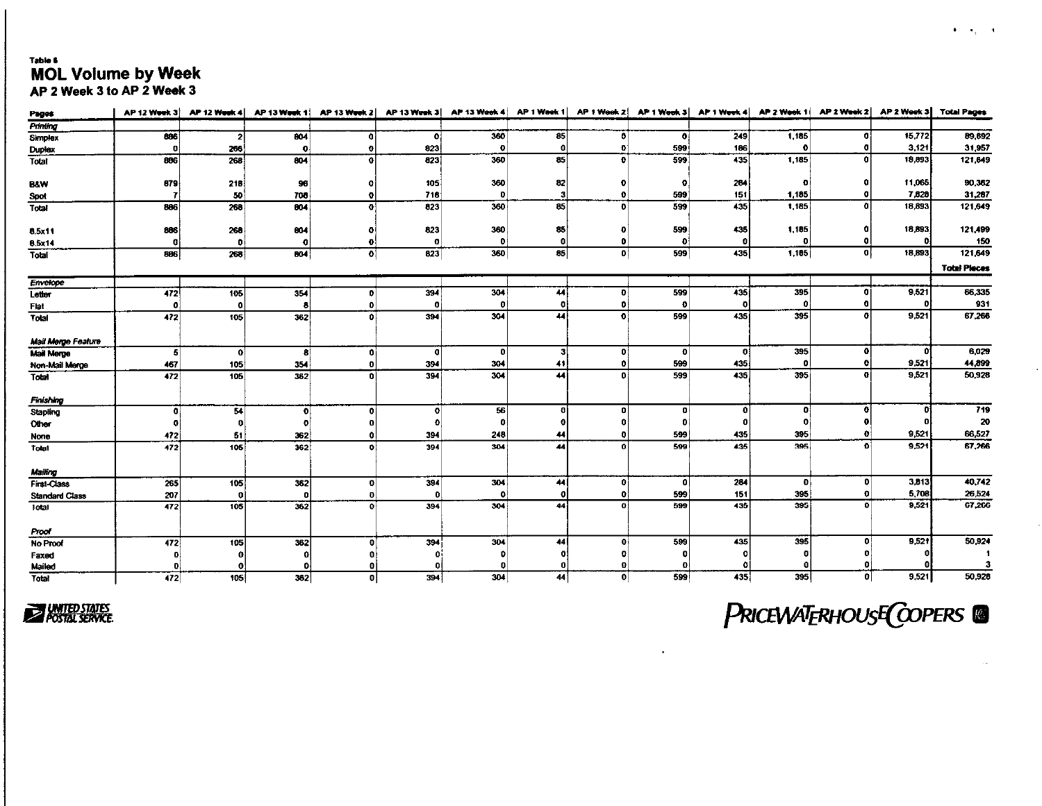Table 6

# MOL Volume by Week

## AP 2 Week 3 to AP 2 Week 3

| Pages | AP 12 Week 3 | AP 12 Week 4 | AP 13 Week 1 | AP 13 Week 2 | AP 13 Week 3 | AP 13 Week 4 | AP 1 Week 1 | AP 1 Week 2 | AP 1 Week 3 | AP 1 Week 4 | AP 2 Week 1 | AP 2 Week 2 | AP 2 Week 3 | Total Pages |
|---|---|---|---|---|---|---|---|---|---|---|---|---|---|---|
| *Printing* | | | | | | | | | | | | | | |
| Simplex | 886 | 2 | 804 | 0 | 0 | 360 | 85 | 0 | 0 | 249 | 1,185 | 0 | 15,772 | 89,692 |
| Duplex | 0 | 266 | 0 | 0 | 823 | 0 | 0 | 0 | 599 | 186 | 0 | 0 | 3,121 | 31,957 |
| Total | 886 | 268 | 804 | 0 | 823 | 360 | 85 | 0 | 599 | 435 | 1,185 | 0 | 18,893 | 121,649 |
| | | | | | | | | | | | | | | |
| B&W | 879 | 218 | 96 | 0 | 105 | 360 | 82 | 0 | 0 | 284 | 0 | 0 | 11,065 | 90,362 |
| Spot | 7 | 50 | 708 | 0 | 718 | 0 | 3 | 0 | 599 | 151 | 1,185 | 0 | 7,828 | 31,287 |
| Total | 886 | 268 | 804 | 0 | 823 | 360 | 85 | 0 | 599 | 435 | 1,185 | 0 | 18,893 | 121,649 |
| | | | | | | | | | | | | | | |
| 8.5x11 | 886 | 268 | 804 | 0 | 823 | 360 | 85 | 0 | 599 | 435 | 1,185 | 0 | 18,893 | 121,499 |
| 8.5x14 | 0 | 0 | 0 | 0 | 0 | 0 | 0 | 0 | 0 | 0 | 0 | 0 | 0 | 150 |
| Total | 886 | 268 | 804 | 0 | 823 | 360 | 85 | 0 | 599 | 435 | 1,185 | 0 | 18,893 | 121,649 |
| | | | | | | | | | | | | | | **Total Pieces** |
| *Envelope* | | | | | | | | | | | | | | |
| Letter | 472 | 105 | 354 | 0 | 394 | 304 | 44 | 0 | 599 | 435 | 395 | 0 | 9,521 | 66,335 |
| Flat | 0 | 0 | 8 | 0 | 0 | 0 | 0 | 0 | 0 | 0 | 0 | 0 | 0 | 931 |
| Total | 472 | 105 | 362 | 0 | 394 | 304 | 44 | 0 | 599 | 435 | 395 | 0 | 9,521 | 67,266 |
| | | | | | | | | | | | | | | |
| *Mail Merge Feature* | | | | | | | | | | | | | | |
| Mail Merge | 5 | 0 | 8 | 0 | 0 | 0 | 3 | 0 | 0 | 0 | 395 | 0 | 0 | 6,029 |
| Non-Mail Merge | 467 | 105 | 354 | 0 | 394 | 304 | 41 | 0 | 599 | 435 | 0 | 0 | 9,521 | 44,899 |
| Total | 472 | 105 | 362 | 0 | 394 | 304 | 44 | 0 | 599 | 435 | 395 | 0 | 9,521 | 50,928 |
| | | | | | | | | | | | | | | |
| *Finishing* | | | | | | | | | | | | | | |
| Stapling | 0 | 54 | 0 | 0 | 0 | 56 | 0 | 0 | 0 | 0 | 0 | 0 | 0 | 719 |
| Other | 0 | 0 | 0 | 0 | 0 | 0 | 0 | 0 | 0 | 0 | 0 | 0 | 0 | 20 |
| None | 472 | 51 | 362 | 0 | 394 | 248 | 44 | 0 | 599 | 435 | 395 | 0 | 9,521 | 66,527 |
| Total | 472 | 105 | 362 | 0 | 394 | 304 | 44 | 0 | 599 | 435 | 395 | 0 | 9,521 | 67,266 |
| | | | | | | | | | | | | | | |
| *Mailing* | | | | | | | | | | | | | | |
| First-Class | 265 | 105 | 362 | 0 | 394 | 304 | 44 | 0 | 0 | 284 | 0 | 0 | 3,813 | 40,742 |
| Standard Class | 207 | 0 | 0 | 0 | 0 | 0 | 0 | 0 | 599 | 151 | 395 | 0 | 5,708 | 26,524 |
| Total | 472 | 105 | 362 | 0 | 394 | 304 | 44 | 0 | 599 | 435 | 395 | 0 | 9,521 | 67,266 |
| | | | | | | | | | | | | | | |
| *Proof* | | | | | | | | | | | | | | |
| No Proof | 472 | 105 | 362 | 0 | 394 | 304 | 44 | 0 | 599 | 435 | 395 | 0 | 9,521 | 50,924 |
| Faxed | 0 | 0 | 0 | 0 | 0 | 0 | 0 | 0 | 0 | 0 | 0 | 0 | 0 | 1 |
| Mailed | 0 | 0 | 0 | 0 | 0 | 0 | 0 | 0 | 0 | 0 | 0 | 0 | 0 | 3 |
| Total | 472 | 105 | 362 | 0 | 394 | 304 | 44 | 0 | 599 | 435 | 395 | 0 | 9,521 | 50,928 |

UNITED STATES POSTAL SERVICE

PRICEWATERHOUSECOOPERS